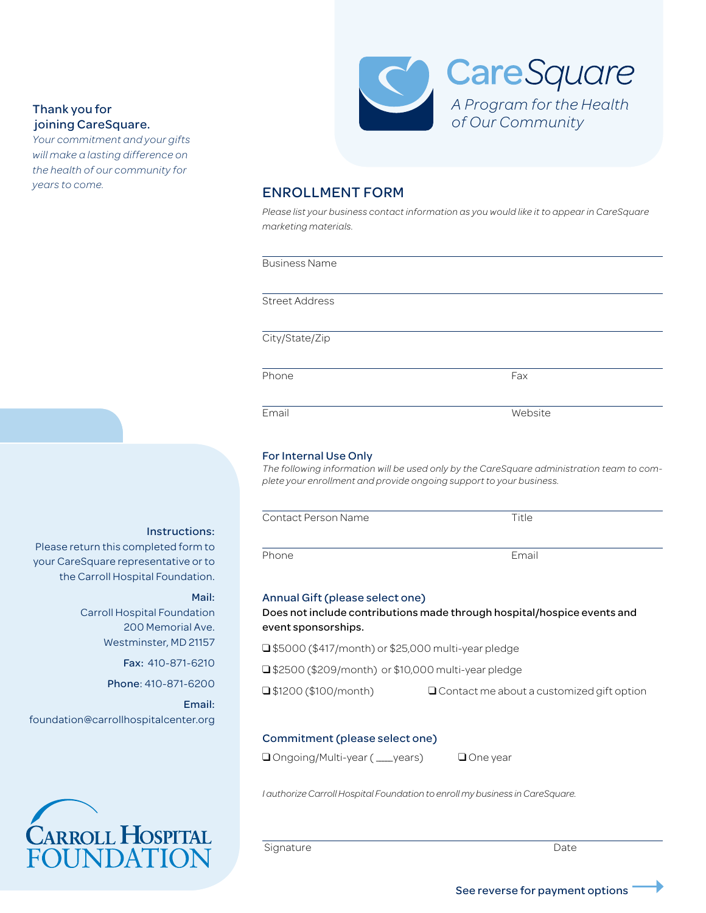**Thank you for joining CareSquare.**

*Your commitment and your gifts will make a lasting difference on the health of our community for years to come.*

# CareSquare

*A Program for the Health of Our Community*

## ENROLLMENT FORM

*Please list your business contact information as you would like it to appear in CareSquare marketing materials.*

Business Name

Street Address

City/State/Zip

Phone                    Fax

Email                    Website

### For Internal Use Only

*The following information will be used only by the CareSquare administration team to complete your enrollment and provide ongoing support to your business.*

Contact Person Name                    Title

Phone                    Email

### Annual Gift (please select one)

**Does not include contributions made through hospital/hospice events and event sponsorships.**

❑ $5000 ($417/month) or $25,000 multi-year pledge

❑ $2500 ($209/month) or $10,000 multi-year pledge

❑ $1200 ($100/month)                    ❑ Contact me about a customized gift option

### Commitment (please select one)

❑ Ongoing/Multi-year ( ___years)                    ❑ One year

*I authorize Carroll Hospital Foundation to enroll my business in CareSquare.*

Signature                    Date

**See reverse for payment options** →

**Instructions:**
Please return this completed form to your CareSquare representative or to the Carroll Hospital Foundation.

**Mail:**
Carroll Hospital Foundation
200 Memorial Ave.
Westminster, MD 21157

**Fax:** 410-871-6210

**Phone**: 410-871-6200

**Email:**
foundation@carrollhospitalcenter.org

CARROLL HOSPITAL FOUNDATION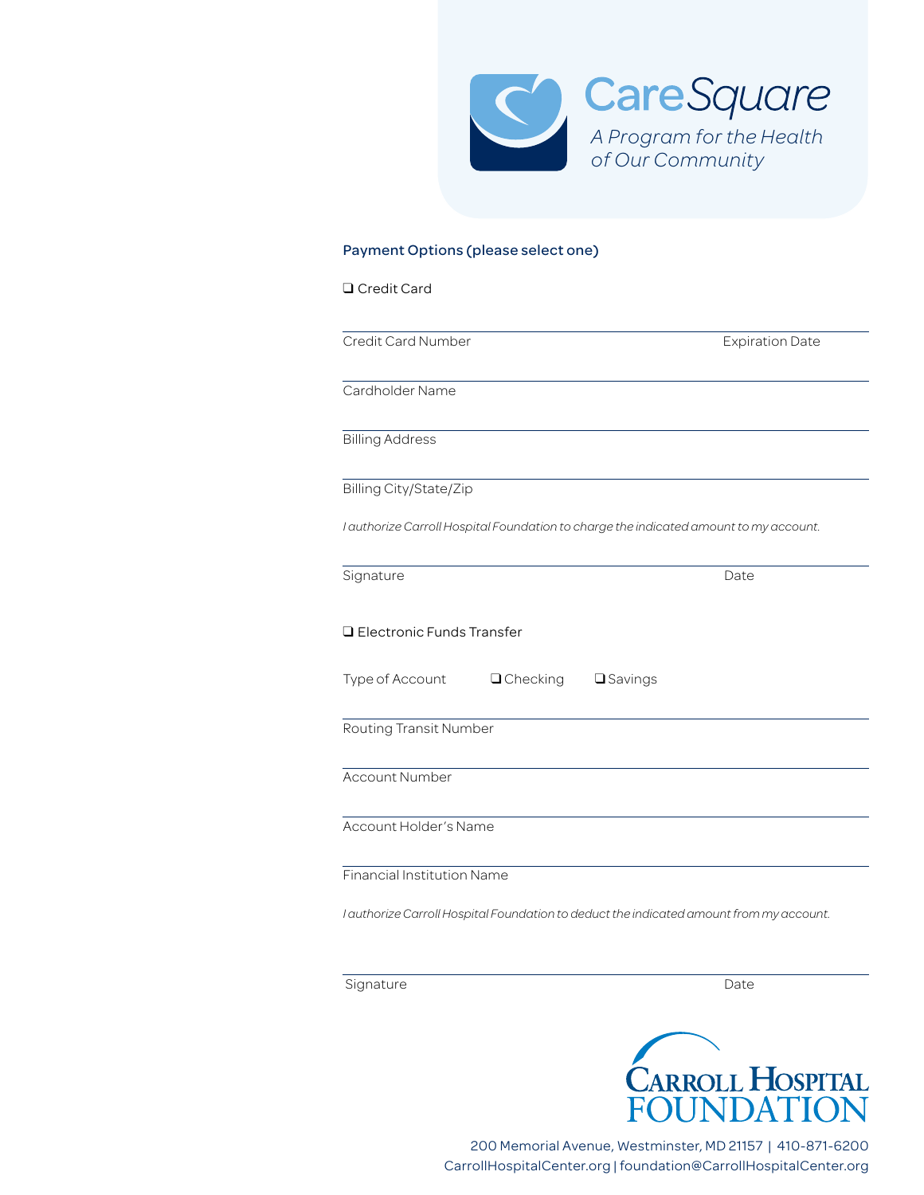CareSquare

*A Program for the Health of Our Community*

## Payment Options (please select one)

❑ Credit Card

Credit Card Number ______________________ Expiration Date ________

Cardholder Name ______________________

Billing Address ______________________

Billing City/State/Zip ______________________

*I authorize Carroll Hospital Foundation to charge the indicated amount to my account.*

Signature ______________________ Date ________

❑ Electronic Funds Transfer

Type of Account ❑ Checking ❑ Savings

Routing Transit Number ______________________

Account Number ______________________

Account Holder's Name ______________________

Financial Institution Name ______________________

*I authorize Carroll Hospital Foundation to deduct the indicated amount from my account.*

Signature ______________________ Date ________

Carroll Hospital Foundation

200 Memorial Avenue, Westminster, MD 21157 | 410-871-6200
CarrollHospitalCenter.org | foundation@CarrollHospitalCenter.org